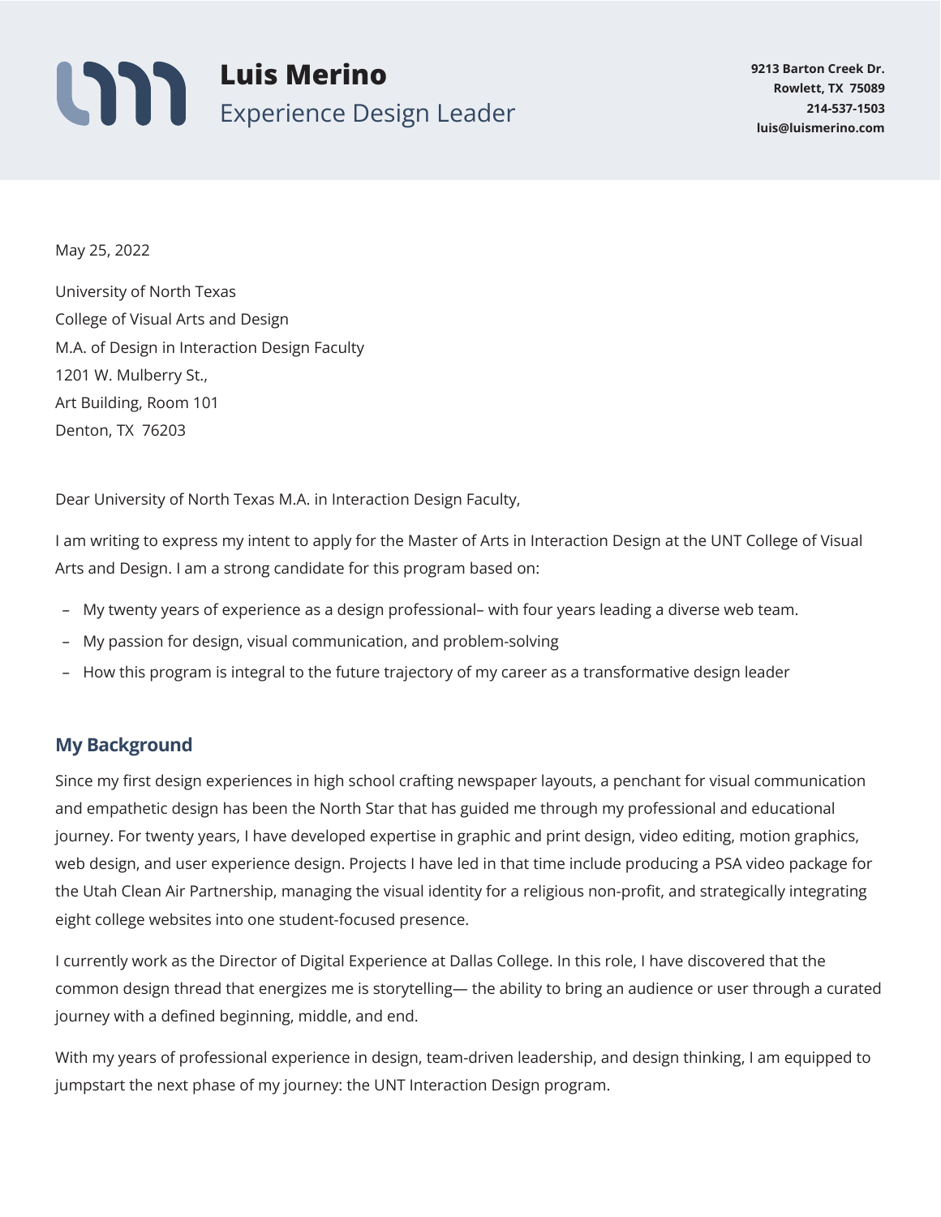# Luis Merino

Experience Design Leader

**9213 Barton Creek Dr.**
**Rowlett, TX 75089**
**214-537-1503**
**luis@luismerino.com**

May 25, 2022

University of North Texas
College of Visual Arts and Design
M.A. of Design in Interaction Design Faculty
1201 W. Mulberry St.,
Art Building, Room 101
Denton, TX 76203

Dear University of North Texas M.A. in Interaction Design Faculty,

I am writing to express my intent to apply for the Master of Arts in Interaction Design at the UNT College of Visual Arts and Design. I am a strong candidate for this program based on:

- My twenty years of experience as a design professional– with four years leading a diverse web team.
- My passion for design, visual communication, and problem-solving
- How this program is integral to the future trajectory of my career as a transformative design leader

## My Background

Since my first design experiences in high school crafting newspaper layouts, a penchant for visual communication and empathetic design has been the North Star that has guided me through my professional and educational journey. For twenty years, I have developed expertise in graphic and print design, video editing, motion graphics, web design, and user experience design. Projects I have led in that time include producing a PSA video package for the Utah Clean Air Partnership, managing the visual identity for a religious non-profit, and strategically integrating eight college websites into one student-focused presence.

I currently work as the Director of Digital Experience at Dallas College. In this role, I have discovered that the common design thread that energizes me is storytelling— the ability to bring an audience or user through a curated journey with a defined beginning, middle, and end.

With my years of professional experience in design, team-driven leadership, and design thinking, I am equipped to jumpstart the next phase of my journey: the UNT Interaction Design program.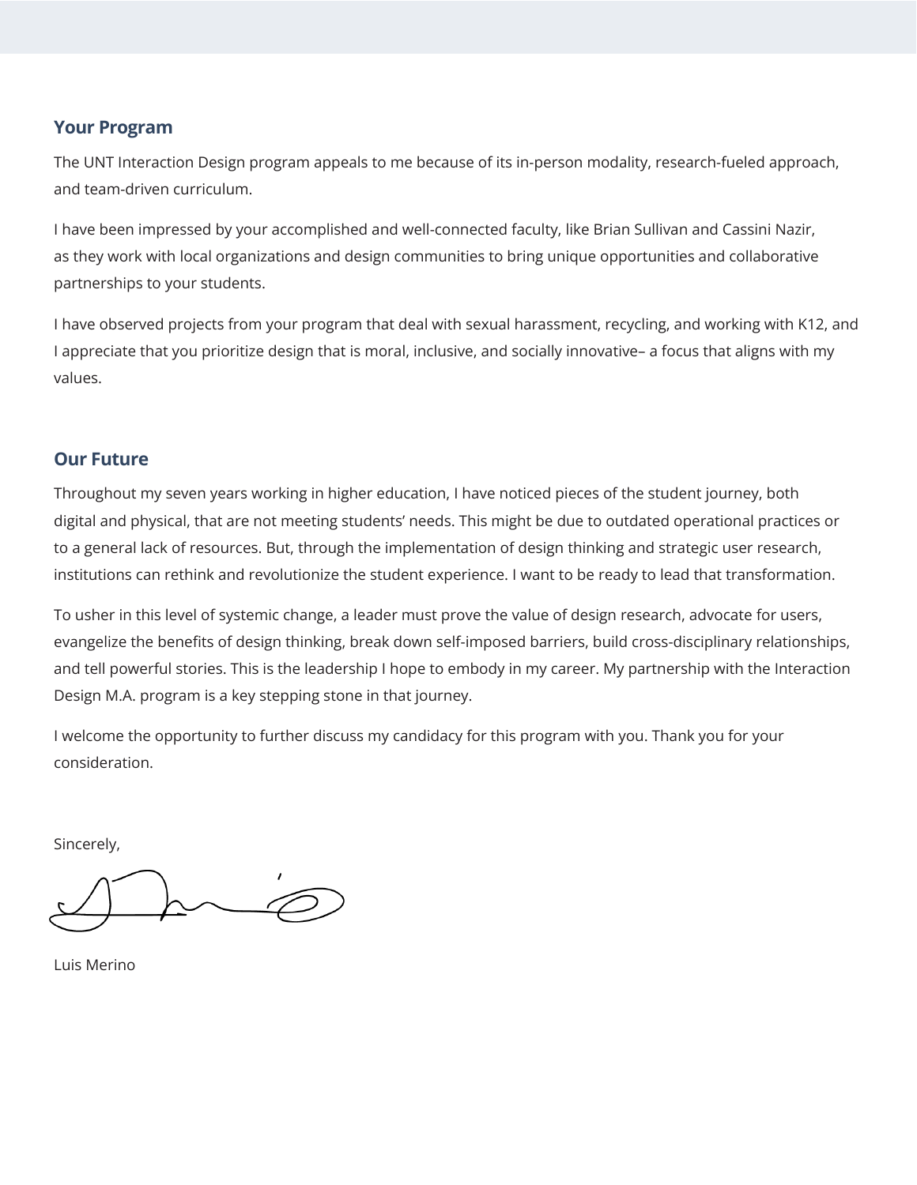## Your Program

The UNT Interaction Design program appeals to me because of its in-person modality, research-fueled approach, and team-driven curriculum.

I have been impressed by your accomplished and well-connected faculty, like Brian Sullivan and Cassini Nazir, as they work with local organizations and design communities to bring unique opportunities and collaborative partnerships to your students.

I have observed projects from your program that deal with sexual harassment, recycling, and working with K12, and I appreciate that you prioritize design that is moral, inclusive, and socially innovative– a focus that aligns with my values.

## Our Future

Throughout my seven years working in higher education, I have noticed pieces of the student journey, both digital and physical, that are not meeting students' needs. This might be due to outdated operational practices or to a general lack of resources. But, through the implementation of design thinking and strategic user research, institutions can rethink and revolutionize the student experience. I want to be ready to lead that transformation.

To usher in this level of systemic change, a leader must prove the value of design research, advocate for users, evangelize the benefits of design thinking, break down self-imposed barriers, build cross-disciplinary relationships, and tell powerful stories. This is the leadership I hope to embody in my career. My partnership with the Interaction Design M.A. program is a key stepping stone in that journey.

I welcome the opportunity to further discuss my candidacy for this program with you. Thank you for your consideration.

Sincerely,

Luis Merino